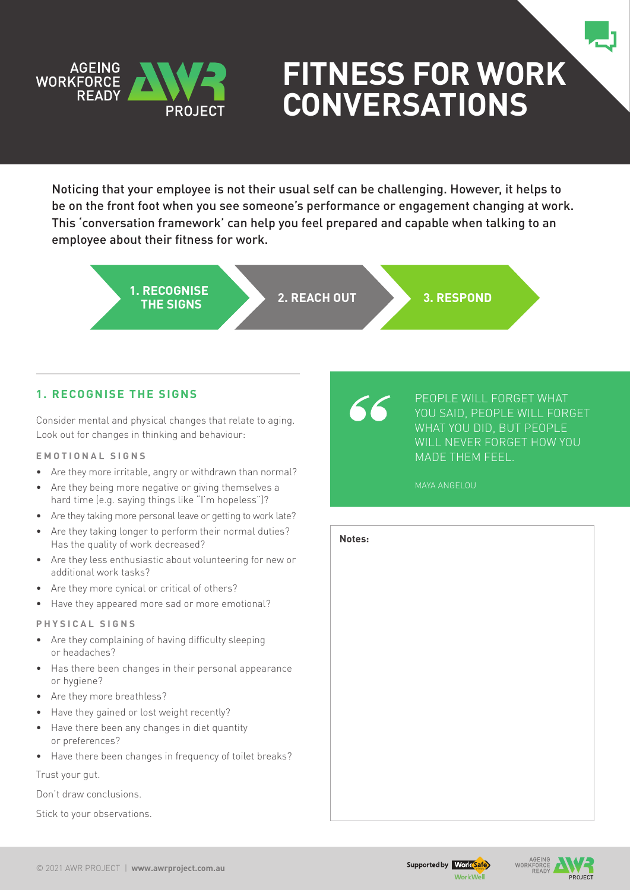# FITNESS FOR WORK CONVERSATIONS

Noticing that your employee is not their usual self can be challenging. However, it helps to be on the front foot when you see someone's performance or engagement changing at work. This 'conversation framework' can help you feel prepared and capable when talking to an employee about their fitness for work.

**1. RECOGNISE THE SIGNS** → **2. REACH OUT** → **3. RESPOND**

## 1. RECOGNISE THE SIGNS

Consider mental and physical changes that relate to aging. Look out for changes in thinking and behaviour:

### EMOTIONAL SIGNS

- Are they more irritable, angry or withdrawn than normal?
- Are they being more negative or giving themselves a hard time (e.g. saying things like "I'm hopeless")?
- Are they taking more personal leave or getting to work late?
- Are they taking longer to perform their normal duties? Has the quality of work decreased?
- Are they less enthusiastic about volunteering for new or additional work tasks?
- Are they more cynical or critical of others?
- Have they appeared more sad or more emotional?

### PHYSICAL SIGNS

- Are they complaining of having difficulty sleeping or headaches?
- Has there been changes in their personal appearance or hygiene?
- Are they more breathless?
- Have they gained or lost weight recently?
- Have there been any changes in diet quantity or preferences?
- Have there been changes in frequency of toilet breaks?

Trust your gut.

Don't draw conclusions.

Stick to your observations.

> PEOPLE WILL FORGET WHAT YOU SAID, PEOPLE WILL FORGET WHAT YOU DID, BUT PEOPLE WILL NEVER FORGET HOW YOU MADE THEM FEEL.
>
> MAYA ANGELOU

**Notes:**

© 2021 AWR PROJECT | **www.awrproject.com.au**

Supported by WorkSafe WorkWell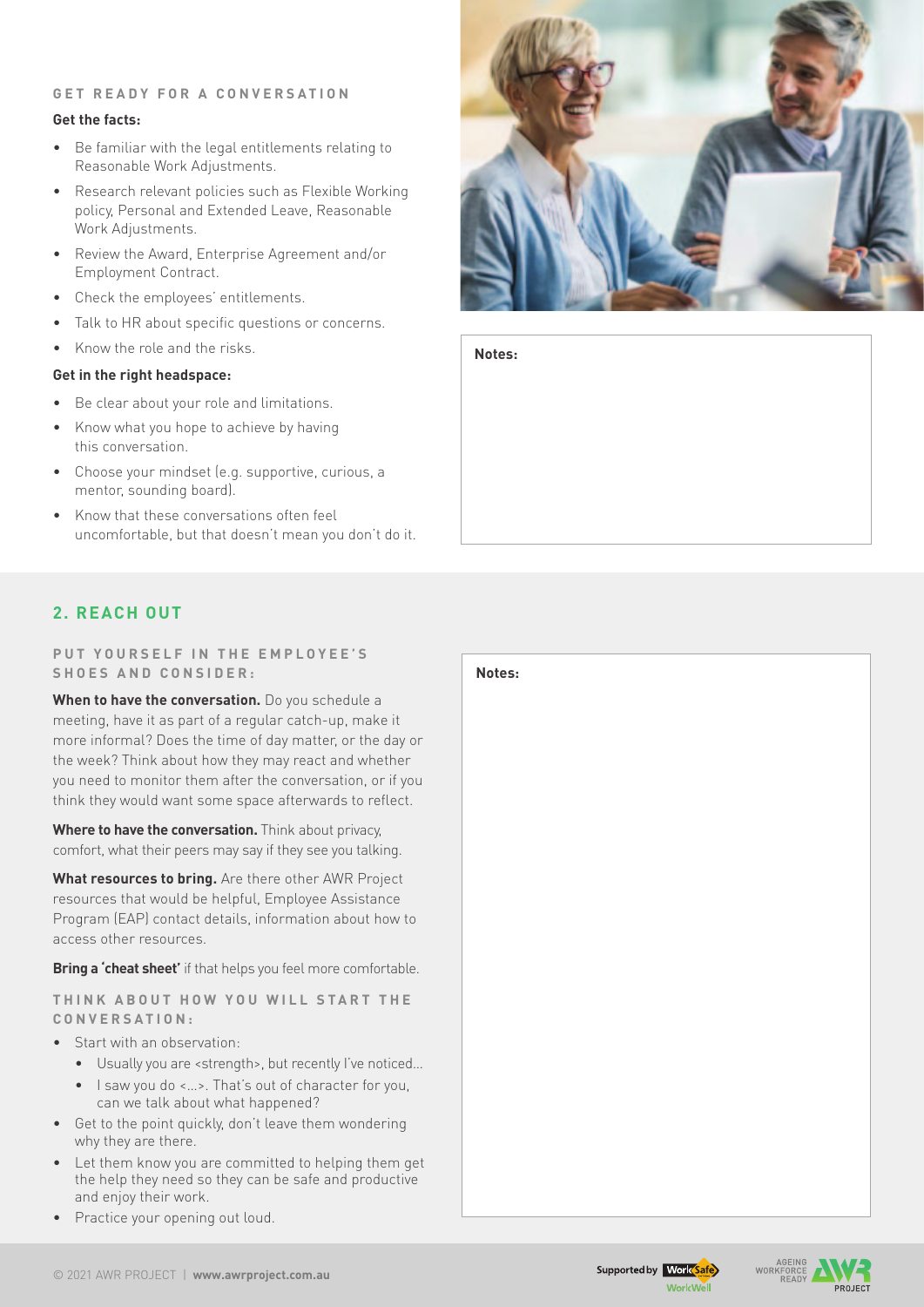### GET READY FOR A CONVERSATION

**Get the facts:**

- Be familiar with the legal entitlements relating to Reasonable Work Adjustments.
- Research relevant policies such as Flexible Working policy, Personal and Extended Leave, Reasonable Work Adjustments.
- Review the Award, Enterprise Agreement and/or Employment Contract.
- Check the employees' entitlements.
- Talk to HR about specific questions or concerns.
- Know the role and the risks.

**Get in the right headspace:**

- Be clear about your role and limitations.
- Know what you hope to achieve by having this conversation.
- Choose your mindset (e.g. supportive, curious, a mentor, sounding board).
- Know that these conversations often feel uncomfortable, but that doesn't mean you don't do it.

**Notes:**

## 2. REACH OUT

### PUT YOURSELF IN THE EMPLOYEE'S SHOES AND CONSIDER:

**When to have the conversation.** Do you schedule a meeting, have it as part of a regular catch-up, make it more informal? Does the time of day matter, or the day or the week? Think about how they may react and whether you need to monitor them after the conversation, or if you think they would want some space afterwards to reflect.

**Where to have the conversation.** Think about privacy, comfort, what their peers may say if they see you talking.

**What resources to bring.** Are there other AWR Project resources that would be helpful, Employee Assistance Program (EAP) contact details, information about how to access other resources.

**Bring a 'cheat sheet'** if that helps you feel more comfortable.

### THINK ABOUT HOW YOU WILL START THE CONVERSATION:

- Start with an observation:
  - Usually you are <strength>, but recently I've noticed...
  - I saw you do <...>. That's out of character for you, can we talk about what happened?
- Get to the point quickly, don't leave them wondering why they are there.
- Let them know you are committed to helping them get the help they need so they can be safe and productive and enjoy their work.
- Practice your opening out loud.

**Notes:**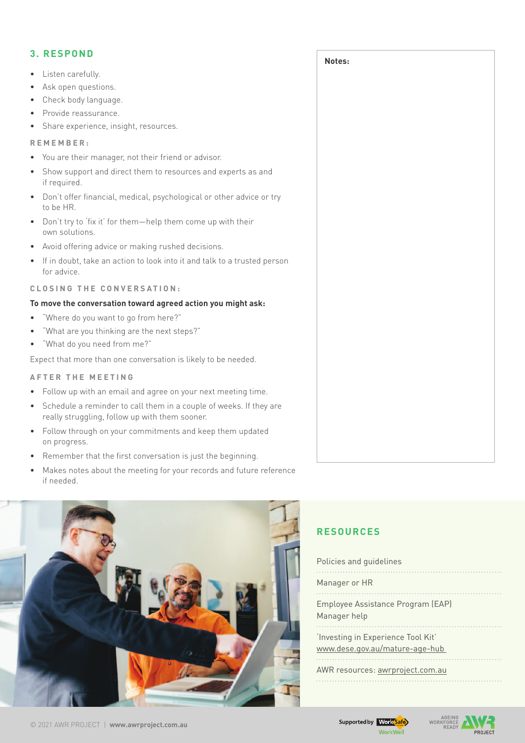## 3. RESPOND

- Listen carefully.
- Ask open questions.
- Check body language.
- Provide reassurance.
- Share experience, insight, resources.

### REMEMBER:

- You are their manager, not their friend or advisor.
- Show support and direct them to resources and experts as and if required.
- Don't offer financial, medical, psychological or other advice or try to be HR.
- Don't try to 'fix it' for them—help them come up with their own solutions.
- Avoid offering advice or making rushed decisions.
- If in doubt, take an action to look into it and talk to a trusted person for advice.

### CLOSING THE CONVERSATION:

**To move the conversation toward agreed action you might ask:**

- "Where do you want to go from here?"
- "What are you thinking are the next steps?"
- "What do you need from me?"

Expect that more than one conversation is likely to be needed.

### AFTER THE MEETING

- Follow up with an email and agree on your next meeting time.
- Schedule a reminder to call them in a couple of weeks. If they are really struggling, follow up with them sooner.
- Follow through on your commitments and keep them updated on progress.
- Remember that the first conversation is just the beginning.
- Makes notes about the meeting for your records and future reference if needed.

**Notes:**

## RESOURCES

Policies and guidelines

Manager or HR

Employee Assistance Program (EAP) Manager help

'Investing in Experience Tool Kit' www.dese.gov.au/mature-age-hub

AWR resources: awrproject.com.au

© 2021 AWR PROJECT | **www.awrproject.com.au**

Supported by WorkSafe WorkWell

AGEING WORKFORCE READY AWR PROJECT